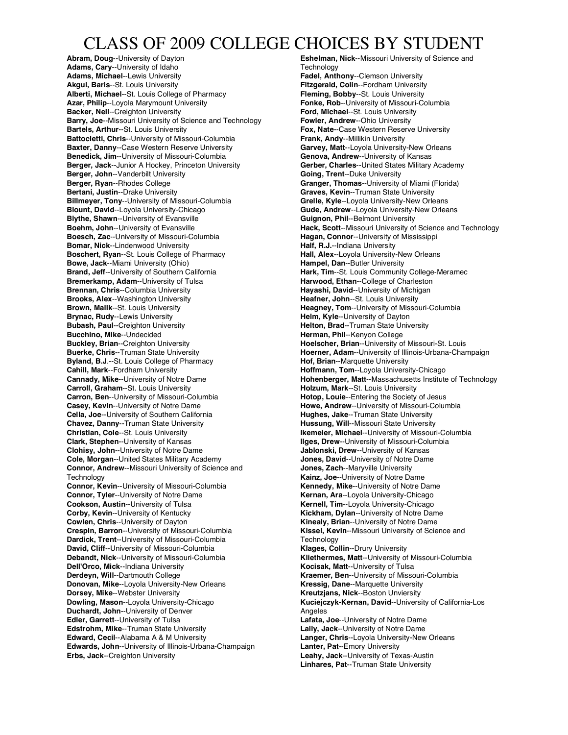# CLASS OF 2009 COLLEGE CHOICES BY STUDENT

**Abram, Doug**--University of Dayton
**Adams, Cary**--University of Idaho
**Adams, Michael**--Lewis University
**Akgul, Baris**--St. Louis University
**Alberti, Michael**--St. Louis College of Pharmacy
**Azar, Philip**--Loyola Marymount University
**Backer, Neil**--Creighton University
**Barry, Joe**--Missouri University of Science and Technology
**Bartels, Arthur**--St. Louis University
**Battocletti, Chris**--University of Missouri-Columbia
**Baxter, Danny**--Case Western Reserve University
**Benedick, Jim**--University of Missouri-Columbia
**Berger, Jack**--Junior A Hockey, Princeton University
**Berger, John**--Vanderbilt University
**Berger, Ryan**--Rhodes College
**Bertani, Justin**--Drake University
**Billmeyer, Tony**--University of Missouri-Columbia
**Blount, David**--Loyola University-Chicago
**Blythe, Shawn**--University of Evansville
**Boehm, John**--University of Evansville
**Boesch, Zac**--University of Missouri-Columbia
**Bomar, Nick**--Lindenwood University
**Boschert, Ryan**--St. Louis College of Pharmacy
**Bowe, Jack**--Miami University (Ohio)
**Brand, Jeff**--University of Southern California
**Bremerkamp, Adam**--University of Tulsa
**Brennan, Chris**--Columbia University
**Brooks, Alex**--Washington University
**Brown, Malik**--St. Louis University
**Brynac, Rudy**--Lewis University
**Bubash, Paul**--Creighton University
**Bucchino, Mike**--Undecided
**Buckley, Brian**--Creighton University
**Buerke, Chris**--Truman State University
**Byland, B.J.**--St. Louis College of Pharmacy
**Cahill, Mark**--Fordham University
**Cannady, Mike**--University of Notre Dame
**Carroll, Graham**--St. Louis University
**Carron, Ben**--University of Missouri-Columbia
**Casey, Kevin**--University of Notre Dame
**Cella, Joe**--University of Southern California
**Chavez, Danny**--Truman State University
**Christian, Cole**--St. Louis University
**Clark, Stephen**--University of Kansas
**Clohisy, John**--University of Notre Dame
**Cole, Morgan**--United States Military Academy
**Connor, Andrew**--Missouri University of Science and Technology
**Connor, Kevin**--University of Missouri-Columbia
**Connor, Tyler**--University of Notre Dame
**Cookson, Austin**--University of Tulsa
**Corby, Kevin**--University of Kentucky
**Cowlen, Chris**--University of Dayton
**Crespin, Barron**--University of Missouri-Columbia
**Dardick, Trent**--University of Missouri-Columbia
**David, Cliff**--University of Missouri-Columbia
**Debandt, Nick**--University of Missouri-Columbia
**Dell'Orco, Mick**--Indiana University
**Derdeyn, Will**--Dartmouth College
**Donovan, Mike**--Loyola University-New Orleans
**Dorsey, Mike**--Webster University
**Dowling, Mason**--Loyola University-Chicago
**Duchardt, John**--University of Denver
**Edler, Garrett**--University of Tulsa
**Edstrohm, Mike**--Truman State University
**Edward, Cecil**--Alabama A & M University
**Edwards, John**--University of Illinois-Urbana-Champaign
**Erbs, Jack**--Creighton University
**Eshelman, Nick**--Missouri University of Science and Technology
**Fadel, Anthony**--Clemson University
**Fitzgerald, Colin**--Fordham University
**Fleming, Bobby**--St. Louis University
**Fonke, Rob**--University of Missouri-Columbia
**Ford, Michael**--St. Louis University
**Fowler, Andrew**--Ohio University
**Fox, Nate**--Case Western Reserve University
**Frank, Andy**--Millikin University
**Garvey, Matt**--Loyola University-New Orleans
**Genova, Andrew**--University of Kansas
**Gerber, Charles**--United States Military Academy
**Going, Trent**--Duke University
**Granger, Thomas**--University of Miami (Florida)
**Graves, Kevin**--Truman State University
**Grelle, Kyle**--Loyola University-New Orleans
**Gude, Andrew**--Loyola University-New Orleans
**Guignon, Phil**--Belmont University
**Hack, Scott**--Missouri University of Science and Technology
**Hagan, Connor**--University of Mississippi
**Half, R.J.**--Indiana University
**Hall, Alex**--Loyola University-New Orleans
**Hampel, Dan**--Butler University
**Hark, Tim**--St. Louis Community College-Meramec
**Harwood, Ethan**--College of Charleston
**Hayashi, David**--University of Michigan
**Heafner, John**--St. Louis University
**Heagney, Tom**--University of Missouri-Columbia
**Helm, Kyle**--University of Dayton
**Helton, Brad**--Truman State University
**Herman, Phil**--Kenyon College
**Hoelscher, Brian**--University of Missouri-St. Louis
**Hoerner, Adam**--University of Illinois-Urbana-Champaign
**Hof, Brian**--Marquette University
**Hoffmann, Tom**--Loyola University-Chicago
**Hohenberger, Matt**--Massachusetts Institute of Technology
**Holzum, Mark**--St. Louis University
**Hotop, Louie**--Entering the Society of Jesus
**Howe, Andrew**--University of Missouri-Columbia
**Hughes, Jake**--Truman State University
**Hussung, Will**--Missouri State University
**Ikemeier, Michael**--University of Missouri-Columbia
**Ilges, Drew**--University of Missouri-Columbia
**Jablonski, Drew**--University of Kansas
**Jones, David**--University of Notre Dame
**Jones, Zach**--Maryville University
**Kainz, Joe**--University of Notre Dame
**Kennedy, Mike**--University of Notre Dame
**Kernan, Ara**--Loyola University-Chicago
**Kernell, Tim**--Loyola University-Chicago
**Kickham, Dylan**--University of Notre Dame
**Kinealy, Brian**--University of Notre Dame
**Kissel, Kevin**--Missouri University of Science and Technology
**Klages, Collin**--Drury University
**Kliethermes, Matt**--University of Missouri-Columbia
**Kocisak, Matt**--University of Tulsa
**Kraemer, Ben**--University of Missouri-Columbia
**Kressig, Dane**--Marquette University
**Kreutzjans, Nick**--Boston Unviersity
**Kuciejczyk-Kernan, David**--University of California-Los Angeles
**Lafata, Joe**--University of Notre Dame
**Lally, Jack**--University of Notre Dame
**Langer, Chris**--Loyola University-New Orleans
**Lanter, Pat**--Emory University
**Leahy, Jack**--University of Texas-Austin
**Linhares, Pat**--Truman State University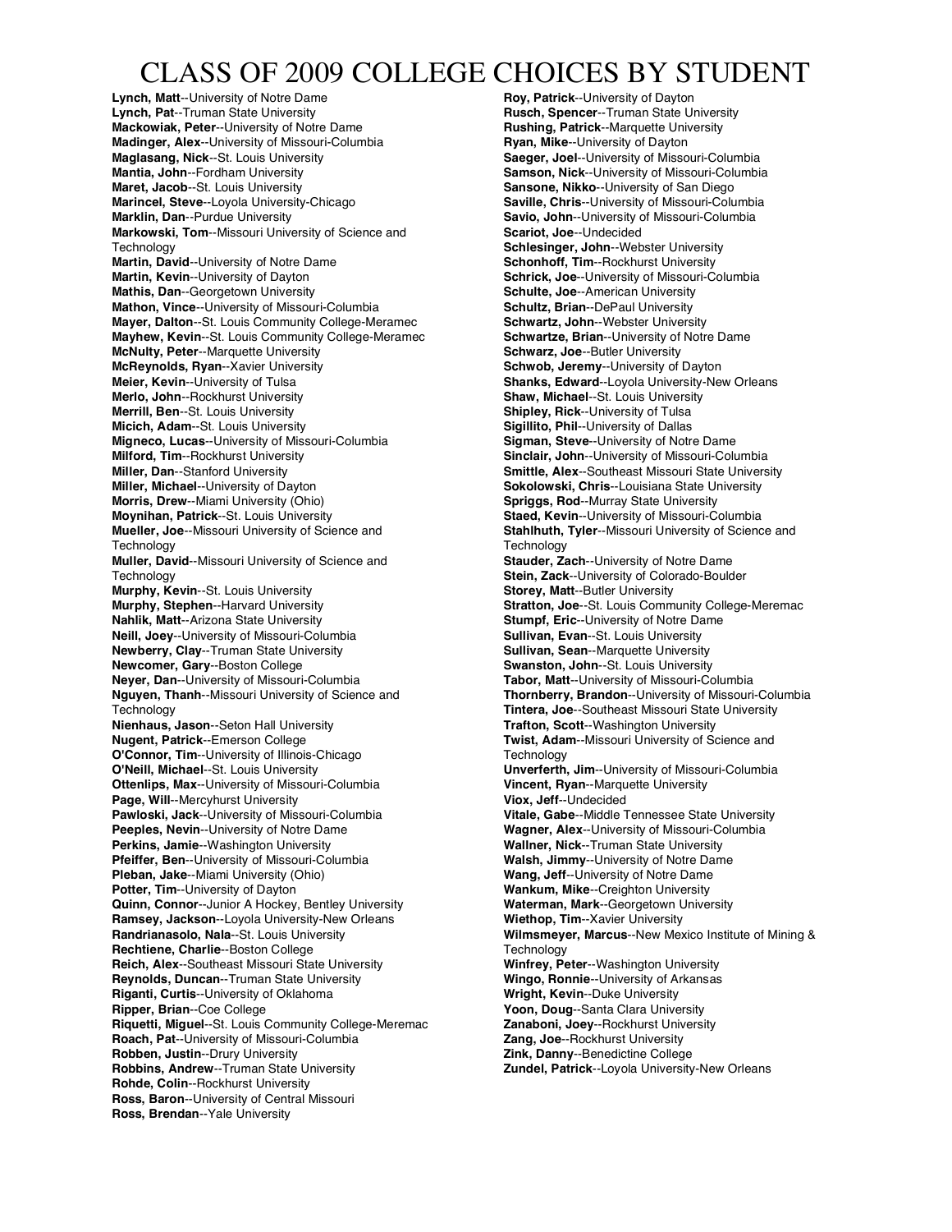# CLASS OF 2009 COLLEGE CHOICES BY STUDENT

**Lynch, Matt**--University of Notre Dame
**Lynch, Pat**--Truman State University
**Mackowiak, Peter**--University of Notre Dame
**Madinger, Alex**--University of Missouri-Columbia
**Maglasang, Nick**--St. Louis University
**Mantia, John**--Fordham University
**Maret, Jacob**--St. Louis University
**Marincel, Steve**--Loyola University-Chicago
**Marklin, Dan**--Purdue University
**Markowski, Tom**--Missouri University of Science and Technology
**Martin, David**--University of Notre Dame
**Martin, Kevin**--University of Dayton
**Mathis, Dan**--Georgetown University
**Mathon, Vince**--University of Missouri-Columbia
**Mayer, Dalton**--St. Louis Community College-Meramec
**Mayhew, Kevin**--St. Louis Community College-Meramec
**McNulty, Peter**--Marquette University
**McReynolds, Ryan**--Xavier University
**Meier, Kevin**--University of Tulsa
**Merlo, John**--Rockhurst University
**Merrill, Ben**--St. Louis University
**Micich, Adam**--St. Louis University
**Migneco, Lucas**--University of Missouri-Columbia
**Milford, Tim**--Rockhurst University
**Miller, Dan**--Stanford University
**Miller, Michael**--University of Dayton
**Morris, Drew**--Miami University (Ohio)
**Moynihan, Patrick**--St. Louis University
**Mueller, Joe**--Missouri University of Science and Technology
**Muller, David**--Missouri University of Science and Technology
**Murphy, Kevin**--St. Louis University
**Murphy, Stephen**--Harvard University
**Nahlik, Matt**--Arizona State University
**Neill, Joey**--University of Missouri-Columbia
**Newberry, Clay**--Truman State University
**Newcomer, Gary**--Boston College
**Neyer, Dan**--University of Missouri-Columbia
**Nguyen, Thanh**--Missouri University of Science and Technology
**Nienhaus, Jason**--Seton Hall University
**Nugent, Patrick**--Emerson College
**O'Connor, Tim**--University of Illinois-Chicago
**O'Neill, Michael**--St. Louis University
**Ottenlips, Max**--University of Missouri-Columbia
**Page, Will**--Mercyhurst University
**Pawloski, Jack**--University of Missouri-Columbia
**Peeples, Nevin**--University of Notre Dame
**Perkins, Jamie**--Washington University
**Pfeiffer, Ben**--University of Missouri-Columbia
**Pleban, Jake**--Miami University (Ohio)
**Potter, Tim**--University of Dayton
**Quinn, Connor**--Junior A Hockey, Bentley University
**Ramsey, Jackson**--Loyola University-New Orleans
**Randrianasolo, Nala**--St. Louis University
**Rechtiene, Charlie**--Boston College
**Reich, Alex**--Southeast Missouri State University
**Reynolds, Duncan**--Truman State University
**Riganti, Curtis**--University of Oklahoma
**Ripper, Brian**--Coe College
**Riquetti, Miguel**--St. Louis Community College-Meremac
**Roach, Pat**--University of Missouri-Columbia
**Robben, Justin**--Drury University
**Robbins, Andrew**--Truman State University
**Rohde, Colin**--Rockhurst University
**Ross, Baron**--University of Central Missouri
**Ross, Brendan**--Yale University
**Roy, Patrick**--University of Dayton
**Rusch, Spencer**--Truman State University
**Rushing, Patrick**--Marquette University
**Ryan, Mike**--University of Dayton
**Saeger, Joel**--University of Missouri-Columbia
**Samson, Nick**--University of Missouri-Columbia
**Sansone, Nikko**--University of San Diego
**Saville, Chris**--University of Missouri-Columbia
**Savio, John**--University of Missouri-Columbia
**Scariot, Joe**--Undecided
**Schlesinger, John**--Webster University
**Schonhoff, Tim**--Rockhurst University
**Schrick, Joe**--University of Missouri-Columbia
**Schulte, Joe**--American University
**Schultz, Brian**--DePaul University
**Schwartz, John**--Webster University
**Schwartze, Brian**--University of Notre Dame
**Schwarz, Joe**--Butler University
**Schwob, Jeremy**--University of Dayton
**Shanks, Edward**--Loyola University-New Orleans
**Shaw, Michael**--St. Louis University
**Shipley, Rick**--University of Tulsa
**Sigillito, Phil**--University of Dallas
**Sigman, Steve**--University of Notre Dame
**Sinclair, John**--University of Missouri-Columbia
**Smittle, Alex**--Southeast Missouri State University
**Sokolowski, Chris**--Louisiana State University
**Spriggs, Rod**--Murray State University
**Staed, Kevin**--University of Missouri-Columbia
**Stahlhuth, Tyler**--Missouri University of Science and Technology
**Stauder, Zach**--University of Notre Dame
**Stein, Zack**--University of Colorado-Boulder
**Storey, Matt**--Butler University
**Stratton, Joe**--St. Louis Community College-Meremac
**Stumpf, Eric**--University of Notre Dame
**Sullivan, Evan**--St. Louis University
**Sullivan, Sean**--Marquette University
**Swanston, John**--St. Louis University
**Tabor, Matt**--University of Missouri-Columbia
**Thornberry, Brandon**--University of Missouri-Columbia
**Tintera, Joe**--Southeast Missouri State University
**Trafton, Scott**--Washington University
**Twist, Adam**--Missouri University of Science and Technology
**Unverferth, Jim**--University of Missouri-Columbia
**Vincent, Ryan**--Marquette University
**Viox, Jeff**--Undecided
**Vitale, Gabe**--Middle Tennessee State University
**Wagner, Alex**--University of Missouri-Columbia
**Wallner, Nick**--Truman State University
**Walsh, Jimmy**--University of Notre Dame
**Wang, Jeff**--University of Notre Dame
**Wankum, Mike**--Creighton University
**Waterman, Mark**--Georgetown University
**Wiethop, Tim**--Xavier University
**Wilmsmeyer, Marcus**--New Mexico Institute of Mining & Technology
**Winfrey, Peter**--Washington University
**Wingo, Ronnie**--University of Arkansas
**Wright, Kevin**--Duke University
**Yoon, Doug**--Santa Clara University
**Zanaboni, Joey**--Rockhurst University
**Zang, Joe**--Rockhurst University
**Zink, Danny**--Benedictine College
**Zundel, Patrick**--Loyola University-New Orleans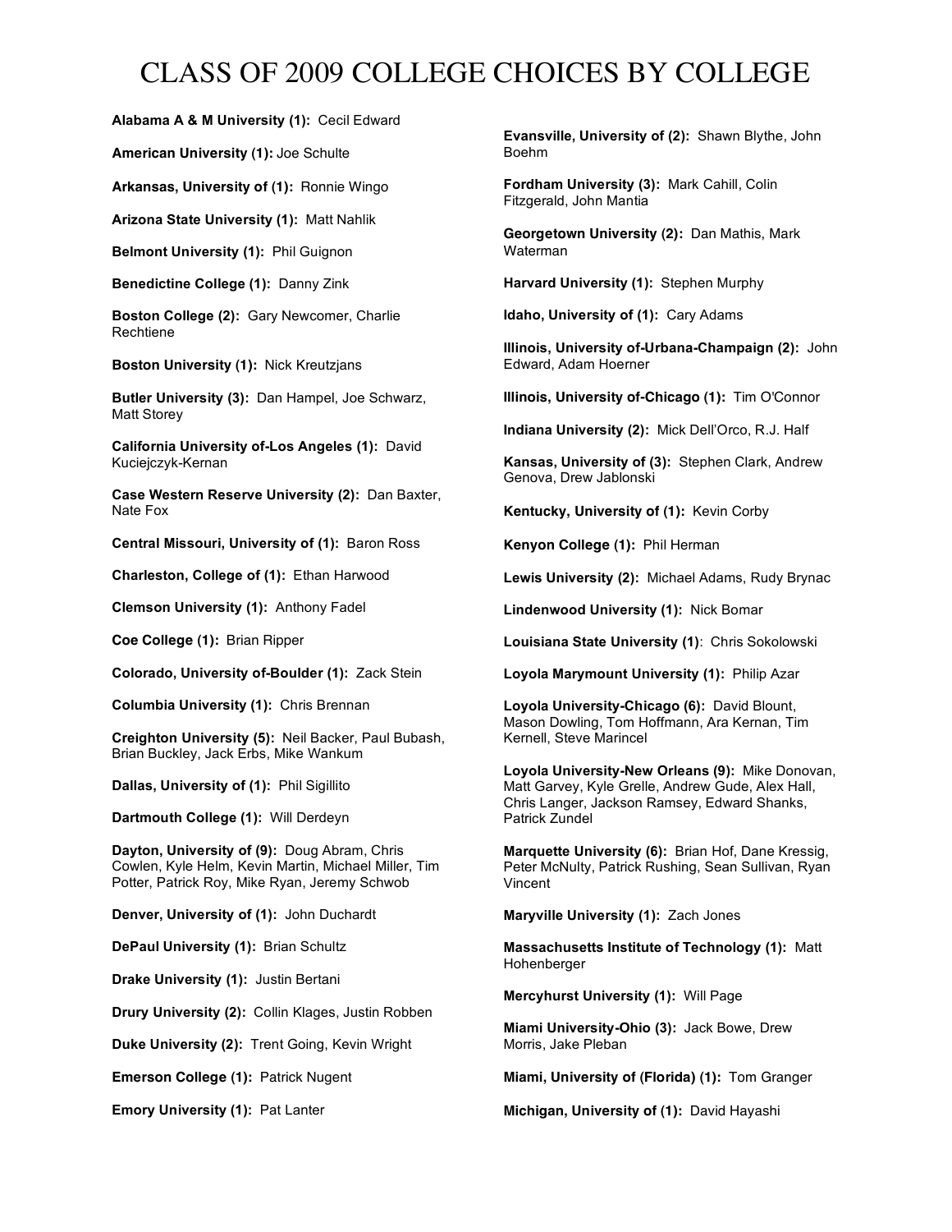# CLASS OF 2009 COLLEGE CHOICES BY COLLEGE

**Alabama A & M University (1):** Cecil Edward

**American University (1):** Joe Schulte

**Arkansas, University of (1):** Ronnie Wingo

**Arizona State University (1):** Matt Nahlik

**Belmont University (1):** Phil Guignon

**Benedictine College (1):** Danny Zink

**Boston College (2):** Gary Newcomer, Charlie Rechtiene

**Boston University (1):** Nick Kreutzjans

**Butler University (3):** Dan Hampel, Joe Schwarz, Matt Storey

**California University of-Los Angeles (1):** David Kuciejczyk-Kernan

**Case Western Reserve University (2):** Dan Baxter, Nate Fox

**Central Missouri, University of (1):** Baron Ross

**Charleston, College of (1):** Ethan Harwood

**Clemson University (1):** Anthony Fadel

**Coe College (1):** Brian Ripper

**Colorado, University of-Boulder (1):** Zack Stein

**Columbia University (1):** Chris Brennan

**Creighton University (5):** Neil Backer, Paul Bubash, Brian Buckley, Jack Erbs, Mike Wankum

**Dallas, University of (1):** Phil Sigillito

**Dartmouth College (1):** Will Derdeyn

**Dayton, University of (9):** Doug Abram, Chris Cowlen, Kyle Helm, Kevin Martin, Michael Miller, Tim Potter, Patrick Roy, Mike Ryan, Jeremy Schwob

**Denver, University of (1):** John Duchardt

**DePaul University (1):** Brian Schultz

**Drake University (1):** Justin Bertani

**Drury University (2):** Collin Klages, Justin Robben

**Duke University (2):** Trent Going, Kevin Wright

**Emerson College (1):** Patrick Nugent

**Emory University (1):** Pat Lanter

**Evansville, University of (2):** Shawn Blythe, John Boehm

**Fordham University (3):** Mark Cahill, Colin Fitzgerald, John Mantia

**Georgetown University (2):** Dan Mathis, Mark Waterman

**Harvard University (1):** Stephen Murphy

**Idaho, University of (1):** Cary Adams

**Illinois, University of-Urbana-Champaign (2):** John Edward, Adam Hoerner

**Illinois, University of-Chicago (1):** Tim O'Connor

**Indiana University (2):** Mick Dell'Orco, R.J. Half

**Kansas, University of (3):** Stephen Clark, Andrew Genova, Drew Jablonski

**Kentucky, University of (1):** Kevin Corby

**Kenyon College (1):** Phil Herman

**Lewis University (2):** Michael Adams, Rudy Brynac

**Lindenwood University (1):** Nick Bomar

**Louisiana State University (1)**: Chris Sokolowski

**Loyola Marymount University (1):** Philip Azar

**Loyola University-Chicago (6):** David Blount, Mason Dowling, Tom Hoffmann, Ara Kernan, Tim Kernell, Steve Marincel

**Loyola University-New Orleans (9):** Mike Donovan, Matt Garvey, Kyle Grelle, Andrew Gude, Alex Hall, Chris Langer, Jackson Ramsey, Edward Shanks, Patrick Zundel

**Marquette University (6):** Brian Hof, Dane Kressig, Peter McNulty, Patrick Rushing, Sean Sullivan, Ryan Vincent

**Maryville University (1):** Zach Jones

**Massachusetts Institute of Technology (1):** Matt Hohenberger

**Mercyhurst University (1):** Will Page

**Miami University-Ohio (3):** Jack Bowe, Drew Morris, Jake Pleban

**Miami, University of (Florida) (1):** Tom Granger

**Michigan, University of (1):** David Hayashi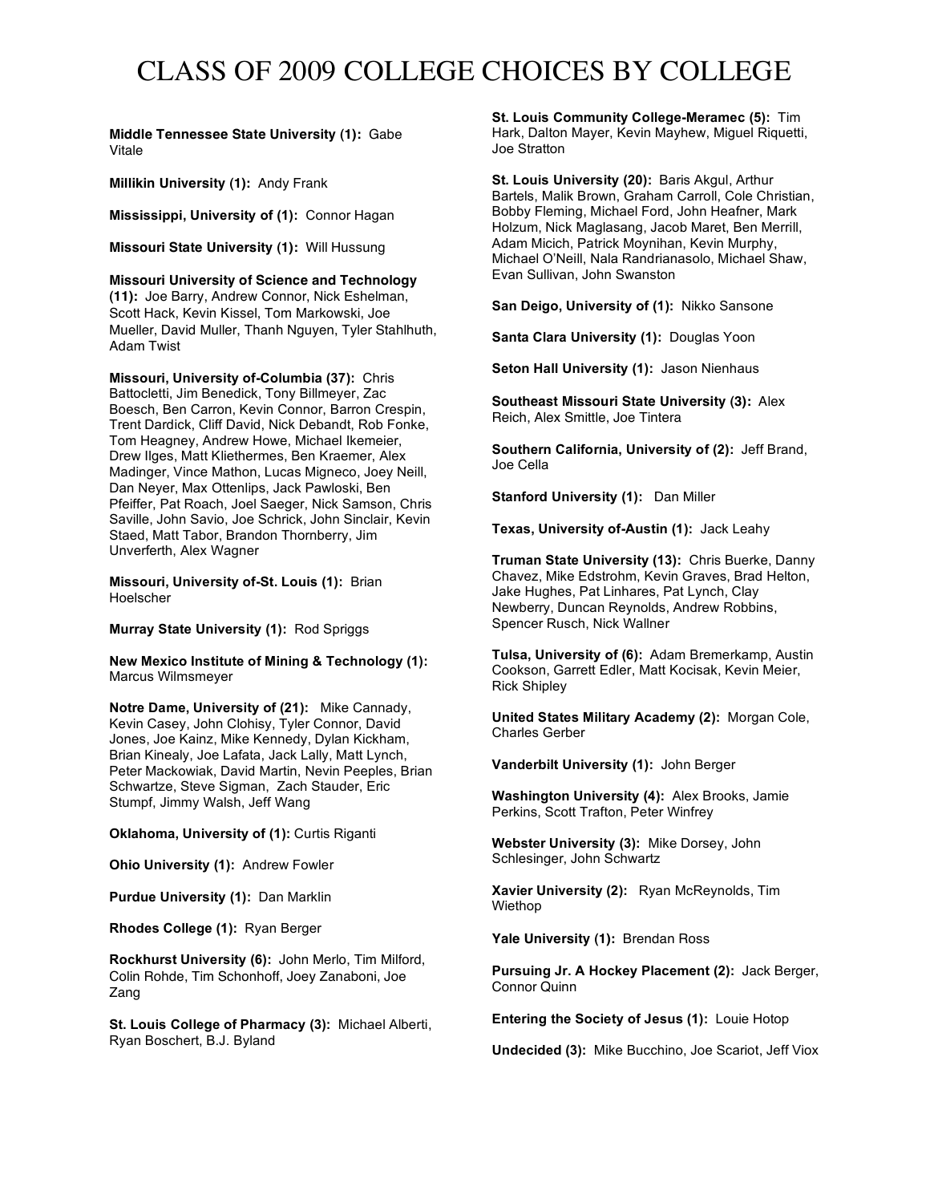# CLASS OF 2009 COLLEGE CHOICES BY COLLEGE

**Middle Tennessee State University (1):** Gabe Vitale

**Millikin University (1):** Andy Frank

**Mississippi, University of (1):** Connor Hagan

**Missouri State University (1):** Will Hussung

**Missouri University of Science and Technology (11):** Joe Barry, Andrew Connor, Nick Eshelman, Scott Hack, Kevin Kissel, Tom Markowski, Joe Mueller, David Muller, Thanh Nguyen, Tyler Stahlhuth, Adam Twist

**Missouri, University of-Columbia (37):** Chris Battocletti, Jim Benedick, Tony Billmeyer, Zac Boesch, Ben Carron, Kevin Connor, Barron Crespin, Trent Dardick, Cliff David, Nick Debandt, Rob Fonke, Tom Heagney, Andrew Howe, Michael Ikemeier, Drew Ilges, Matt Kliethermes, Ben Kraemer, Alex Madinger, Vince Mathon, Lucas Migneco, Joey Neill, Dan Neyer, Max Ottenlips, Jack Pawloski, Ben Pfeiffer, Pat Roach, Joel Saeger, Nick Samson, Chris Saville, John Savio, Joe Schrick, John Sinclair, Kevin Staed, Matt Tabor, Brandon Thornberry, Jim Unverferth, Alex Wagner

**Missouri, University of-St. Louis (1):** Brian Hoelscher

**Murray State University (1):** Rod Spriggs

**New Mexico Institute of Mining & Technology (1):** Marcus Wilmsmeyer

**Notre Dame, University of (21):** Mike Cannady, Kevin Casey, John Clohisy, Tyler Connor, David Jones, Joe Kainz, Mike Kennedy, Dylan Kickham, Brian Kinealy, Joe Lafata, Jack Lally, Matt Lynch, Peter Mackowiak, David Martin, Nevin Peeples, Brian Schwartze, Steve Sigman, Zach Stauder, Eric Stumpf, Jimmy Walsh, Jeff Wang

**Oklahoma, University of (1):** Curtis Riganti

**Ohio University (1):** Andrew Fowler

**Purdue University (1):** Dan Marklin

**Rhodes College (1):** Ryan Berger

**Rockhurst University (6):** John Merlo, Tim Milford, Colin Rohde, Tim Schonhoff, Joey Zanaboni, Joe Zang

**St. Louis College of Pharmacy (3):** Michael Alberti, Ryan Boschert, B.J. Byland

**St. Louis Community College-Meramec (5):** Tim Hark, Dalton Mayer, Kevin Mayhew, Miguel Riquetti, Joe Stratton

**St. Louis University (20):** Baris Akgul, Arthur Bartels, Malik Brown, Graham Carroll, Cole Christian, Bobby Fleming, Michael Ford, John Heafner, Mark Holzum, Nick Maglasang, Jacob Maret, Ben Merrill, Adam Micich, Patrick Moynihan, Kevin Murphy, Michael O'Neill, Nala Randrianasolo, Michael Shaw, Evan Sullivan, John Swanston

**San Diego, University of (1):** Nikko Sansone

**Santa Clara University (1):** Douglas Yoon

**Seton Hall University (1):** Jason Nienhaus

**Southeast Missouri State University (3):** Alex Reich, Alex Smittle, Joe Tintera

**Southern California, University of (2):** Jeff Brand, Joe Cella

**Stanford University (1):** Dan Miller

**Texas, University of-Austin (1):** Jack Leahy

**Truman State University (13):** Chris Buerke, Danny Chavez, Mike Edstrohm, Kevin Graves, Brad Helton, Jake Hughes, Pat Linhares, Pat Lynch, Clay Newberry, Duncan Reynolds, Andrew Robbins, Spencer Rusch, Nick Wallner

**Tulsa, University of (6):** Adam Bremerkamp, Austin Cookson, Garrett Edler, Matt Kocisak, Kevin Meier, Rick Shipley

**United States Military Academy (2):** Morgan Cole, Charles Gerber

**Vanderbilt University (1):** John Berger

**Washington University (4):** Alex Brooks, Jamie Perkins, Scott Trafton, Peter Winfrey

**Webster University (3):** Mike Dorsey, John Schlesinger, John Schwartz

**Xavier University (2):** Ryan McReynolds, Tim Wiethop

**Yale University (1):** Brendan Ross

**Pursuing Jr. A Hockey Placement (2):** Jack Berger, Connor Quinn

**Entering the Society of Jesus (1):** Louie Hotop

**Undecided (3):** Mike Bucchino, Joe Scariot, Jeff Viox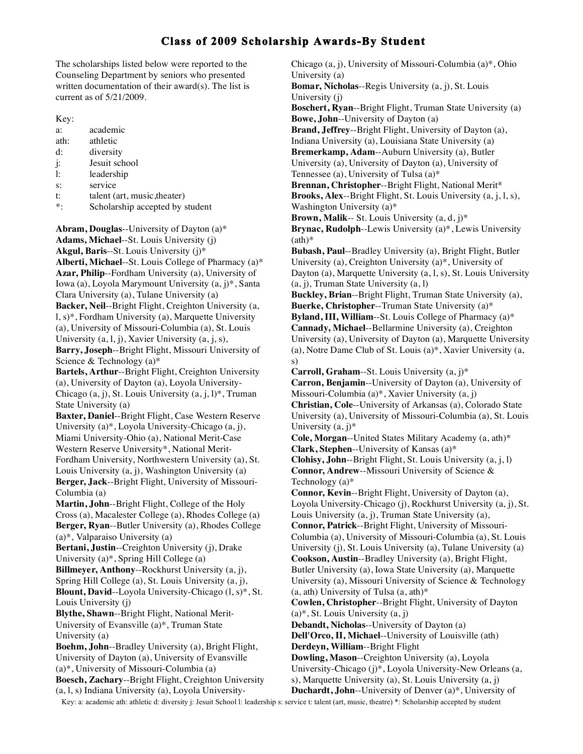# Class of 2009 Scholarship Awards-By Student

The scholarships listed below were reported to the Counseling Department by seniors who presented written documentation of their award(s). The list is current as of 5/21/2009.

Key:

| | |
|---|---|
| a: | academic |
| ath: | athletic |
| d: | diversity |
| j: | Jesuit school |
| l: | leadership |
| s: | service |
| t: | talent (art, music,theater) |
| *: | Scholarship accepted by student |

**Abram, Douglas**--University of Dayton (a)*

**Adams, Michael**--St. Louis University (j)

**Akgul, Baris**--St. Louis University (j)*

**Alberti, Michael**--St. Louis College of Pharmacy (a)*

**Azar, Philip**--Fordham University (a), University of Iowa (a), Loyola Marymount University (a, j)*, Santa Clara University (a), Tulane University (a)

**Backer, Neil**--Bright Flight, Creighton University (a, l, s)*, Fordham University (a), Marquette University (a), University of Missouri-Columbia (a), St. Louis University (a, l, j), Xavier University (a, j, s),

**Barry, Joseph**--Bright Flight, Missouri University of Science & Technology (a)*

**Bartels, Arthur**--Bright Flight, Creighton University (a), University of Dayton (a), Loyola University-Chicago (a, j), St. Louis University (a, j, l)*, Truman State University (a)

**Baxter, Daniel**--Bright Flight, Case Western Reserve University (a)*, Loyola University-Chicago (a, j), Miami University-Ohio (a), National Merit-Case Western Reserve University*, National Merit-Fordham University, Northwestern University (a), St. Louis University (a, j), Washington University (a)

**Berger, Jack**--Bright Flight, University of Missouri-Columbia (a)

**Martin, John**--Bright Flight, College of the Holy Cross (a), Macalester College (a), Rhodes College (a)

**Berger, Ryan**--Butler University (a), Rhodes College (a)*, Valparaiso University (a)

**Bertani, Justin**--Creighton University (j), Drake University (a)*, Spring Hill College (a)

**Billmeyer, Anthony**--Rockhurst University (a, j), Spring Hill College (a), St. Louis University (a, j),

**Blount, David**--Loyola University-Chicago (l, s)*, St. Louis University (j)

**Blythe, Shawn**--Bright Flight, National Merit-University of Evansville (a)*, Truman State University (a)

**Boehm, John**--Bradley University (a), Bright Flight, University of Dayton (a), University of Evansville (a)*, University of Missouri-Columbia (a)

**Boesch, Zachary**--Bright Flight, Creighton University (a, l, s) Indiana University (a), Loyola University-Chicago (a, j), University of Missouri-Columbia (a)*, Ohio University (a)

**Bomar, Nicholas**--Regis University (a, j), St. Louis University (j)

**Boschert, Ryan**--Bright Flight, Truman State University (a)

**Bowe, John**--University of Dayton (a)

**Brand, Jeffrey**--Bright Flight, University of Dayton (a), Indiana University (a), Louisiana State University (a)

**Bremerkamp, Adam**--Auburn University (a), Butler University (a), University of Dayton (a), University of Tennessee (a), University of Tulsa (a)*

**Brennan, Christopher**--Bright Flight, National Merit*

**Brooks, Alex**--Bright Flight, St. Louis University (a, j, l, s), Washington University (a)*

**Brown, Malik**-- St. Louis University (a, d, j)*

**Brynac, Rudolph**--Lewis University (a)*, Lewis University (ath)*

**Bubash, Paul**--Bradley University (a), Bright Flight, Butler University (a), Creighton University (a)*, University of Dayton (a), Marquette University (a, l, s), St. Louis University (a, j), Truman State University (a, l)

**Buckley, Brian**--Bright Flight, Truman State University (a),

**Buerke, Christopher**--Truman State University (a)*

**Byland, III, William**--St. Louis College of Pharmacy (a)*

**Cannady, Michael**--Bellarmine University (a), Creighton University (a), University of Dayton (a), Marquette University (a), Notre Dame Club of St. Louis (a)*, Xavier University (a, s)

**Carroll, Graham**--St. Louis University (a, j)*

**Carron, Benjamin**--University of Dayton (a), University of Missouri-Columbia (a)*, Xavier University (a, j)

**Christian, Cole**--University of Arkansas (a), Colorado State University (a), University of Missouri-Columbia (a), St. Louis University (a, j)*

**Cole, Morgan**--United States Military Academy (a, ath)*

**Clark, Stephen**--University of Kansas (a)*

**Clohisy, John**--Bright Flight, St. Louis University (a, j, l)

**Connor, Andrew**--Missouri University of Science & Technology (a)*

**Connor, Kevin**--Bright Flight, University of Dayton (a), Loyola University-Chicago (j), Rockhurst University (a, j), St. Louis University (a, j), Truman State University (a),

**Connor, Patrick**--Bright Flight, University of Missouri-Columbia (a), University of Missouri-Columbia (a), St. Louis University (j), St. Louis University (a), Tulane University (a)

**Cookson, Austin**--Bradley University (a), Bright Flight, Butler University (a), Iowa State University (a), Marquette University (a), Missouri University of Science & Technology (a, ath) University of Tulsa (a, ath)*

**Cowlen, Christopher**--Bright Flight, University of Dayton (a)*, St. Louis University (a, j)

**Debandt, Nicholas**--University of Dayton (a)

**Dell'Orco, II, Michael**--University of Louisville (ath)

**Derdeyn, William**--Bright Flight

**Dowling, Mason**--Creighton University (a), Loyola University-Chicago (j)*, Loyola University-New Orleans (a, s), Marquette University (a), St. Louis University (a, j)

**Duchardt, John**--University of Denver (a)*, University of

Key: a: academic ath: athletic d: diversity j: Jesuit School l: leadership s: service t: talent (art, music, theatre) *: Scholarship accepted by student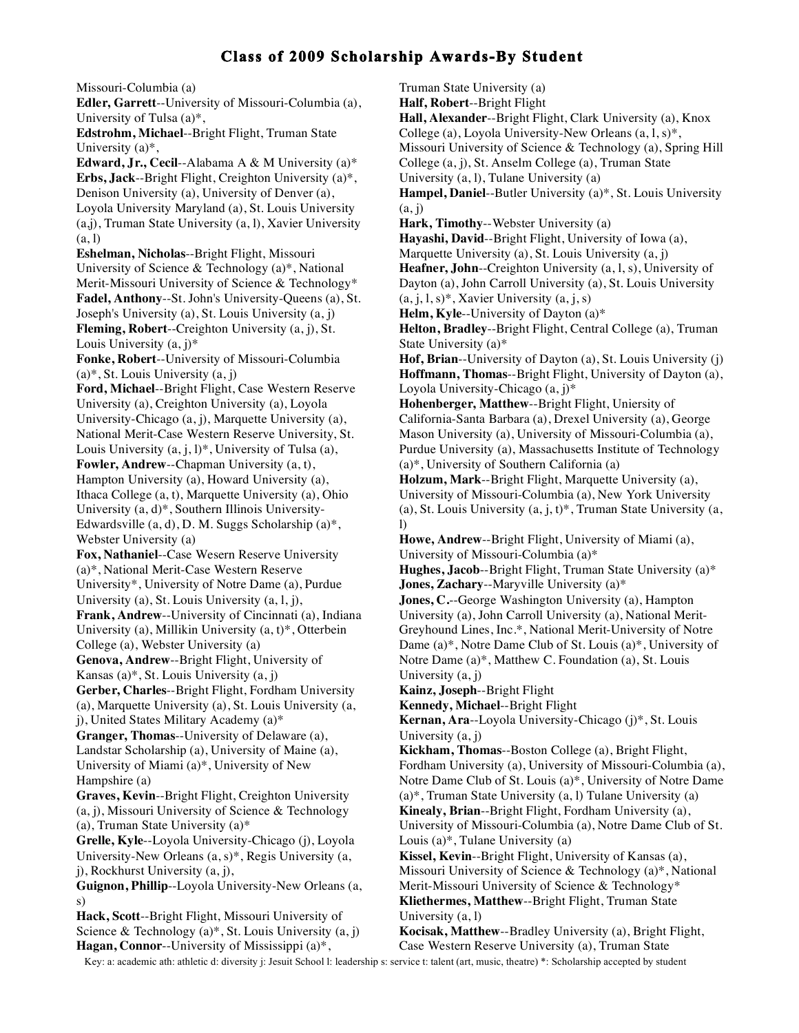# Class of 2009 Scholarship Awards-By Student

Missouri-Columbia (a)

**Edler, Garrett**--University of Missouri-Columbia (a), University of Tulsa (a)*,

**Edstrohm, Michael**--Bright Flight, Truman State University (a)*,

**Edward, Jr., Cecil**--Alabama A & M University (a)*

**Erbs, Jack**--Bright Flight, Creighton University (a)*, Denison University (a), University of Denver (a), Loyola University Maryland (a), St. Louis University (a,j), Truman State University (a, l), Xavier University (a, l)

**Eshelman, Nicholas**--Bright Flight, Missouri University of Science & Technology (a)*, National Merit-Missouri University of Science & Technology*

**Fadel, Anthony**--St. John's University-Queens (a), St. Joseph's University (a), St. Louis University (a, j)

**Fleming, Robert**--Creighton University (a, j), St. Louis University (a, j)*

**Fonke, Robert**--University of Missouri-Columbia (a)*, St. Louis University (a, j)

**Ford, Michael**--Bright Flight, Case Western Reserve University (a), Creighton University (a), Loyola University-Chicago (a, j), Marquette University (a), National Merit-Case Western Reserve University, St. Louis University (a, j, l)*, University of Tulsa (a),

**Fowler, Andrew**--Chapman University (a, t), Hampton University (a), Howard University (a), Ithaca College (a, t), Marquette University (a), Ohio University (a, d)*, Southern Illinois University-Edwardsville (a, d), D. M. Suggs Scholarship (a)*, Webster University (a)

**Fox, Nathaniel**--Case Wesern Reserve University (a)*, National Merit-Case Western Reserve University*, University of Notre Dame (a), Purdue University (a), St. Louis University (a, l, j),

**Frank, Andrew**--University of Cincinnati (a), Indiana University (a), Millikin University (a, t)*, Otterbein College (a), Webster University (a)

**Genova, Andrew**--Bright Flight, University of Kansas (a)*, St. Louis University (a, j)

**Gerber, Charles**--Bright Flight, Fordham University (a), Marquette University (a), St. Louis University (a, j), United States Military Academy (a)*

**Granger, Thomas**--University of Delaware (a), Landstar Scholarship (a), University of Maine (a), University of Miami (a)*, University of New Hampshire (a)

**Graves, Kevin**--Bright Flight, Creighton University (a, j), Missouri University of Science & Technology (a), Truman State University (a)*

**Grelle, Kyle**--Loyola University-Chicago (j), Loyola University-New Orleans (a, s)*, Regis University (a, j), Rockhurst University (a, j),

**Guignon, Phillip**--Loyola University-New Orleans (a, s)

**Hack, Scott**--Bright Flight, Missouri University of Science & Technology (a)*, St. Louis University (a, j)

**Hagan, Connor**--University of Mississippi (a)*, Truman State University (a)

**Half, Robert**--Bright Flight

**Hall, Alexander**--Bright Flight, Clark University (a), Knox College (a), Loyola University-New Orleans (a, l, s)*, Missouri University of Science & Technology (a), Spring Hill College (a, j), St. Anselm College (a), Truman State University (a, l), Tulane University (a)

**Hampel, Daniel**--Butler University (a)*, St. Louis University (a, j)

**Hark, Timothy**--Webster University (a)

**Hayashi, David**--Bright Flight, University of Iowa (a), Marquette University (a), St. Louis University (a, j)

**Heafner, John**--Creighton University (a, l, s), University of Dayton (a), John Carroll University (a), St. Louis University (a, j, l, s)*, Xavier University (a, j, s)

**Helm, Kyle**--University of Dayton (a)*

**Helton, Bradley**--Bright Flight, Central College (a), Truman State University (a)*

**Hof, Brian**--University of Dayton (a), St. Louis University (j)

**Hoffmann, Thomas**--Bright Flight, University of Dayton (a), Loyola University-Chicago (a, j)*

**Hohenberger, Matthew**--Bright Flight, Uniersity of California-Santa Barbara (a), Drexel University (a), George Mason University (a), University of Missouri-Columbia (a), Purdue University (a), Massachusetts Institute of Technology (a)*, University of Southern California (a)

**Holzum, Mark**--Bright Flight, Marquette University (a), University of Missouri-Columbia (a), New York University (a), St. Louis University (a, j, t)*, Truman State University (a, l)

**Howe, Andrew**--Bright Flight, University of Miami (a), University of Missouri-Columbia (a)*

**Hughes, Jacob**--Bright Flight, Truman State University (a)*

**Jones, Zachary**--Maryville University (a)*

**Jones, C.**--George Washington University (a), Hampton University (a), John Carroll University (a), National Merit-Greyhound Lines, Inc.*, National Merit-University of Notre Dame (a)*, Notre Dame Club of St. Louis (a)*, University of Notre Dame (a)*, Matthew C. Foundation (a), St. Louis University (a, j)

**Kainz, Joseph**--Bright Flight

**Kennedy, Michael**--Bright Flight

**Kernan, Ara**--Loyola University-Chicago (j)*, St. Louis University (a, j)

**Kickham, Thomas**--Boston College (a), Bright Flight, Fordham University (a), University of Missouri-Columbia (a), Notre Dame Club of St. Louis (a)*, University of Notre Dame (a)*, Truman State University (a, l) Tulane University (a)

**Kinealy, Brian**--Bright Flight, Fordham University (a), University of Missouri-Columbia (a), Notre Dame Club of St. Louis (a)*, Tulane University (a)

**Kissel, Kevin**--Bright Flight, University of Kansas (a), Missouri University of Science & Technology (a)*, National Merit-Missouri University of Science & Technology*

**Kliethermes, Matthew**--Bright Flight, Truman State University (a, l)

**Kocisak, Matthew**--Bradley University (a), Bright Flight, Case Western Reserve University (a), Truman State

Key: a: academic ath: athletic d: diversity j: Jesuit School l: leadership s: service t: talent (art, music, theatre) *: Scholarship accepted by student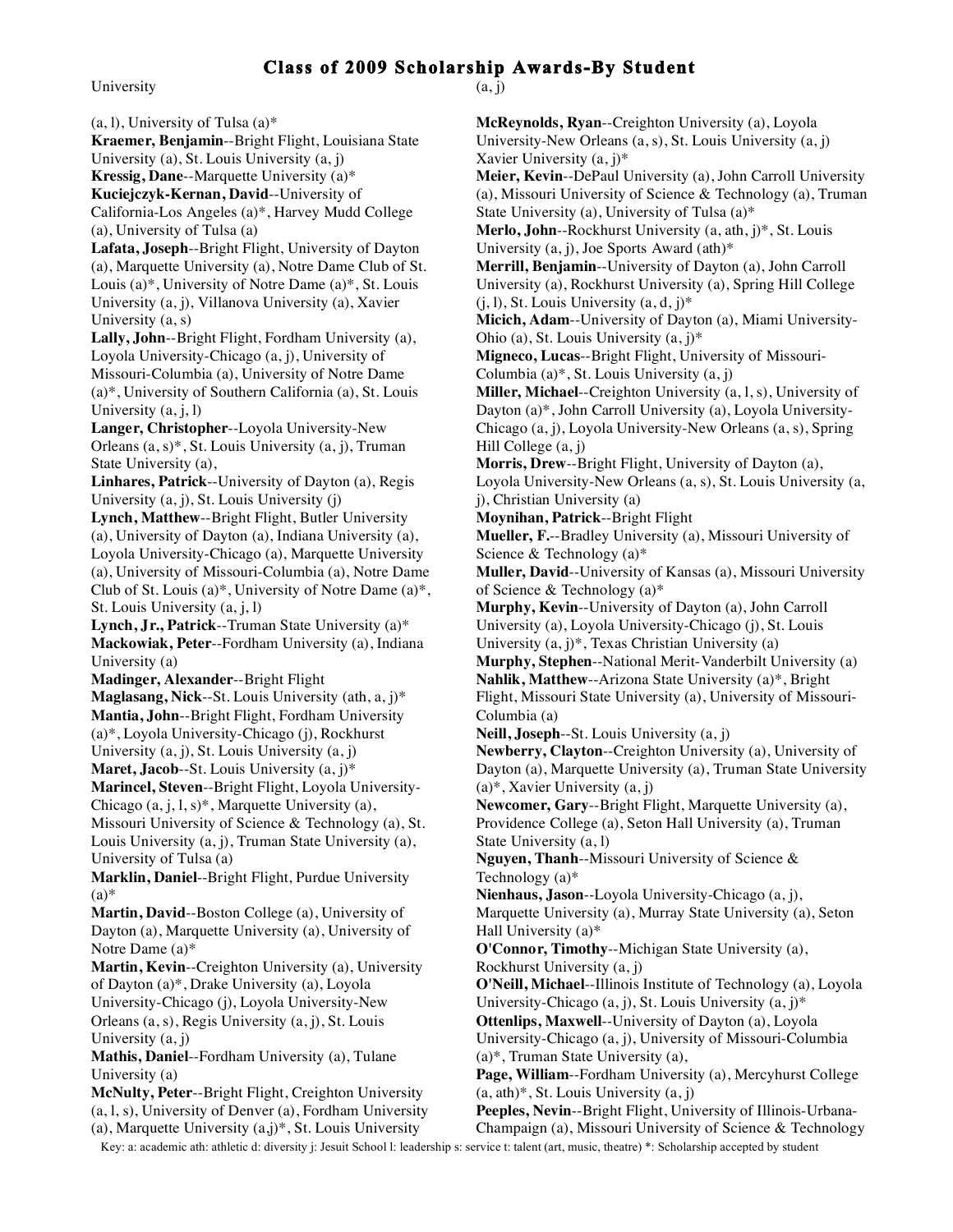# Class of 2009 Scholarship Awards-By Student

University

(a, l), University of Tulsa (a)*

**Kraemer, Benjamin**--Bright Flight, Louisiana State University (a), St. Louis University (a, j)

**Kressig, Dane**--Marquette University (a)*

**Kuciejczyk-Kernan, David**--University of California-Los Angeles (a)*, Harvey Mudd College (a), University of Tulsa (a)

**Lafata, Joseph**--Bright Flight, University of Dayton (a), Marquette University (a), Notre Dame Club of St. Louis (a)*, University of Notre Dame (a)*, St. Louis University (a, j), Villanova University (a), Xavier University (a, s)

**Lally, John**--Bright Flight, Fordham University (a), Loyola University-Chicago (a, j), University of Missouri-Columbia (a), University of Notre Dame (a)*, University of Southern California (a), St. Louis University (a, j, l)

**Langer, Christopher**--Loyola University-New Orleans (a, s)*, St. Louis University (a, j), Truman State University (a),

**Linhares, Patrick**--University of Dayton (a), Regis University (a, j), St. Louis University (j)

**Lynch, Matthew**--Bright Flight, Butler University (a), University of Dayton (a), Indiana University (a), Loyola University-Chicago (a), Marquette University (a), University of Missouri-Columbia (a), Notre Dame Club of St. Louis (a)*, University of Notre Dame (a)*, St. Louis University (a, j, l)

**Lynch, Jr., Patrick**--Truman State University (a)*

**Mackowiak, Peter**--Fordham University (a), Indiana University (a)

**Madinger, Alexander**--Bright Flight

**Maglasang, Nick**--St. Louis University (ath, a, j)*

**Mantia, John**--Bright Flight, Fordham University (a)*, Loyola University-Chicago (j), Rockhurst University (a, j), St. Louis University (a, j)

**Maret, Jacob**--St. Louis University (a, j)*

**Marincel, Steven**--Bright Flight, Loyola University-Chicago (a, j, l, s)*, Marquette University (a), Missouri University of Science & Technology (a), St. Louis University (a, j), Truman State University (a), University of Tulsa (a)

**Marklin, Daniel**--Bright Flight, Purdue University (a)*

**Martin, David**--Boston College (a), University of Dayton (a), Marquette University (a), University of Notre Dame (a)*

**Martin, Kevin**--Creighton University (a), University of Dayton (a)*, Drake University (a), Loyola University-Chicago (j), Loyola University-New Orleans (a, s), Regis University (a, j), St. Louis University (a, j)

**Mathis, Daniel**--Fordham University (a), Tulane University (a)

**McNulty, Peter**--Bright Flight, Creighton University (a, l, s), University of Denver (a), Fordham University (a), Marquette University (a,j)*, St. Louis University (a, j)

**McReynolds, Ryan**--Creighton University (a), Loyola University-New Orleans (a, s), St. Louis University (a, j) Xavier University (a, j)*

**Meier, Kevin**--DePaul University (a), John Carroll University (a), Missouri University of Science & Technology (a), Truman State University (a), University of Tulsa (a)*

**Merlo, John**--Rockhurst University (a, ath, j)*, St. Louis University (a, j), Joe Sports Award (ath)*

**Merrill, Benjamin**--University of Dayton (a), John Carroll University (a), Rockhurst University (a), Spring Hill College (j, l), St. Louis University (a, d, j)*

**Micich, Adam**--University of Dayton (a), Miami University-Ohio (a), St. Louis University (a, j)*

**Migneco, Lucas**--Bright Flight, University of Missouri-Columbia (a)*, St. Louis University (a, j)

**Miller, Michael**--Creighton University (a, l, s), University of Dayton (a)*, John Carroll University (a), Loyola University-Chicago (a, j), Loyola University-New Orleans (a, s), Spring Hill College (a, j)

**Morris, Drew**--Bright Flight, University of Dayton (a), Loyola University-New Orleans (a, s), St. Louis University (a, j), Christian University (a)

**Moynihan, Patrick**--Bright Flight

**Mueller, F.**--Bradley University (a), Missouri University of Science & Technology (a)*

**Muller, David**--University of Kansas (a), Missouri University of Science & Technology (a)*

**Murphy, Kevin**--University of Dayton (a), John Carroll University (a), Loyola University-Chicago (j), St. Louis University (a, j)*, Texas Christian University (a)

**Murphy, Stephen**--National Merit-Vanderbilt University (a)

**Nahlik, Matthew**--Arizona State University (a)*, Bright Flight, Missouri State University (a), University of Missouri-Columbia (a)

**Neill, Joseph**--St. Louis University (a, j)

**Newberry, Clayton**--Creighton University (a), University of Dayton (a), Marquette University (a), Truman State University (a)*, Xavier University (a, j)

**Newcomer, Gary**--Bright Flight, Marquette University (a), Providence College (a), Seton Hall University (a), Truman State University (a, l)

**Nguyen, Thanh**--Missouri University of Science & Technology (a)*

**Nienhaus, Jason**--Loyola University-Chicago (a, j), Marquette University (a), Murray State University (a), Seton Hall University (a)*

**O'Connor, Timothy**--Michigan State University (a), Rockhurst University (a, j)

**O'Neill, Michael**--Illinois Institute of Technology (a), Loyola University-Chicago (a, j), St. Louis University (a, j)*

**Ottenlips, Maxwell**--University of Dayton (a), Loyola University-Chicago (a, j), University of Missouri-Columbia (a)*, Truman State University (a),

**Page, William**--Fordham University (a), Mercyhurst College (a, ath)*, St. Louis University (a, j)

**Peeples, Nevin**--Bright Flight, University of Illinois-Urbana-Champaign (a), Missouri University of Science & Technology

Key: a: academic ath: athletic d: diversity j: Jesuit School l: leadership s: service t: talent (art, music, theatre) *: Scholarship accepted by student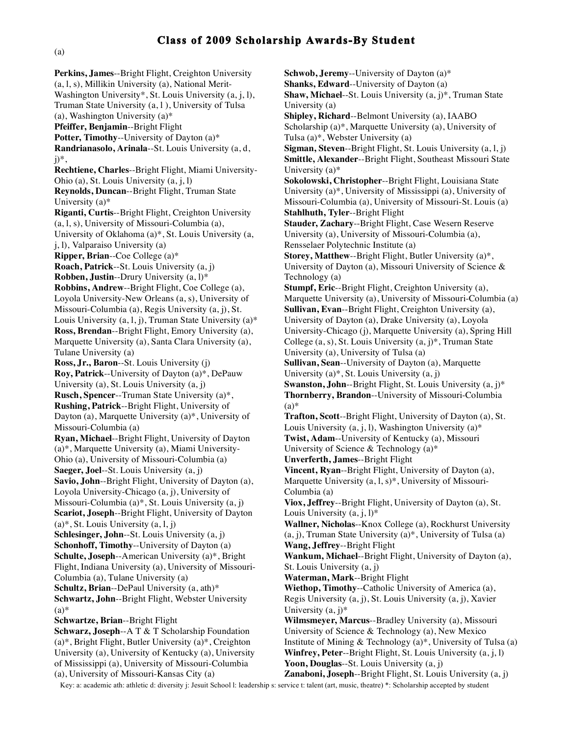## Class of 2009 Scholarship Awards-By Student

(a)

**Perkins, James**--Bright Flight, Creighton University (a, l, s), Millikin University (a), National Merit-Washington University*, St. Louis University (a, j, l), Truman State University (a, l ), University of Tulsa (a), Washington University (a)*

**Pfeiffer, Benjamin**--Bright Flight

**Potter, Timothy**--University of Dayton (a)*

**Randriansolo, Arinala**--St. Louis University (a, d, j)*,

**Rechtiene, Charles**--Bright Flight, Miami University-Ohio (a), St. Louis University (a, j, l)

**Reynolds, Duncan**--Bright Flight, Truman State University (a)*

**Riganti, Curtis**--Bright Flight, Creighton University (a, l, s), University of Missouri-Columbia (a), University of Oklahoma (a)*, St. Louis University (a, j, l), Valparaiso University (a)

**Ripper, Brian**--Coe College (a)*

**Roach, Patrick**--St. Louis University (a, j)

**Robben, Justin**--Drury University (a, l)*

**Robbins, Andrew**--Bright Flight, Coe College (a), Loyola University-New Orleans (a, s), University of Missouri-Columbia (a), Regis University (a, j), St. Louis University (a, l, j), Truman State University (a)*

**Ross, Brendan**--Bright Flight, Emory University (a), Marquette University (a), Santa Clara University (a), Tulane University (a)

**Ross, Jr., Baron**--St. Louis University (j)

**Roy, Patrick**--University of Dayton (a)*, DePauw University (a), St. Louis University (a, j)

**Rusch, Spencer**--Truman State University (a)*,

**Rushing, Patrick**--Bright Flight, University of Dayton (a), Marquette University (a)*, University of Missouri-Columbia (a)

**Ryan, Michael**--Bright Flight, University of Dayton (a)*, Marquette University (a), Miami University-Ohio (a), University of Missouri-Columbia (a)

**Saeger, Joel**--St. Louis University (a, j)

**Savio, John**--Bright Flight, University of Dayton (a), Loyola University-Chicago (a, j), University of Missouri-Columbia (a)*, St. Louis University (a, j)

**Scariot, Joseph**--Bright Flight, University of Dayton (a)*, St. Louis University (a, l, j)

**Schlesinger, John**--St. Louis University (a, j)

**Schonhoff, Timothy**--University of Dayton (a)

**Schulte, Joseph**--American University (a)*, Bright Flight, Indiana University (a), University of Missouri-Columbia (a), Tulane University (a)

**Schultz, Brian**--DePaul University (a, ath)*

**Schwartz, John**--Bright Flight, Webster University (a)*

**Schwartze, Brian**--Bright Flight

**Schwarz, Joseph**--A T & T Scholarship Foundation (a)*, Bright Flight, Butler University (a)*, Creighton University (a), University of Kentucky (a), University of Mississippi (a), University of Missouri-Columbia (a), University of Missouri-Kansas City (a)

**Schwob, Jeremy**--University of Dayton (a)*

**Shanks, Edward**--University of Dayton (a)

**Shaw, Michael**--St. Louis University (a, j)*, Truman State University (a)

**Shipley, Richard**--Belmont University (a), IAABO Scholarship (a)*, Marquette University (a), University of Tulsa (a)*, Webster University (a)

**Sigman, Steven**--Bright Flight, St. Louis University (a, l, j)

**Smittle, Alexander**--Bright Flight, Southeast Missouri State University (a)*

**Sokolowski, Christopher**--Bright Flight, Louisiana State University (a)*, University of Mississippi (a), University of Missouri-Columbia (a), University of Missouri-St. Louis (a)

**Stahlhuth, Tyler**--Bright Flight

**Stauder, Zachary**--Bright Flight, Case Wesern Reserve University (a), University of Missouri-Columbia (a), Rensselaer Polytechnic Institute (a)

**Storey, Matthew**--Bright Flight, Butler University (a)*, University of Dayton (a), Missouri University of Science & Technology (a)

**Stumpf, Eric**--Bright Flight, Creighton University (a), Marquette University (a), University of Missouri-Columbia (a)

**Sullivan, Evan**--Bright Flight, Creighton University (a), University of Dayton (a), Drake University (a), Loyola University-Chicago (j), Marquette University (a), Spring Hill College (a, s), St. Louis University (a, j)*, Truman State University (a), University of Tulsa (a)

**Sullivan, Sean**--University of Dayton (a), Marquette University (a)*, St. Louis University (a, j)

**Swanston, John**--Bright Flight, St. Louis University (a, j)*

**Thornberry, Brandon**--University of Missouri-Columbia (a)*

**Trafton, Scott**--Bright Flight, University of Dayton (a), St. Louis University (a, j, l), Washington University (a)*

**Twist, Adam**--University of Kentucky (a), Missouri University of Science & Technology (a)*

**Unverferth, James**--Bright Flight

**Vincent, Ryan**--Bright Flight, University of Dayton (a), Marquette University (a, l, s)*, University of Missouri-Columbia (a)

**Viox, Jeffrey**--Bright Flight, University of Dayton (a), St. Louis University (a, j, l)*

**Wallner, Nicholas**--Knox College (a), Rockhurst University (a, j), Truman State University (a)*, University of Tulsa (a)

**Wang, Jeffrey**--Bright Flight

**Wankum, Michael**--Bright Flight, University of Dayton (a), St. Louis University (a, j)

**Waterman, Mark**--Bright Flight

**Wiethop, Timothy**--Catholic University of America (a), Regis University (a, j), St. Louis University (a, j), Xavier University (a, j)*

**Wilmsmeyer, Marcus**--Bradley University (a), Missouri University of Science & Technology (a), New Mexico Institute of Mining & Technology (a)*, University of Tulsa (a)

**Winfrey, Peter**--Bright Flight, St. Louis University (a, j, l)

**Yoon, Douglas**--St. Louis University (a, j)

**Zanaboni, Joseph**--Bright Flight, St. Louis University (a, j)

Key: a: academic ath: athletic d: diversity j: Jesuit School l: leadership s: service t: talent (art, music, theatre) *: Scholarship accepted by student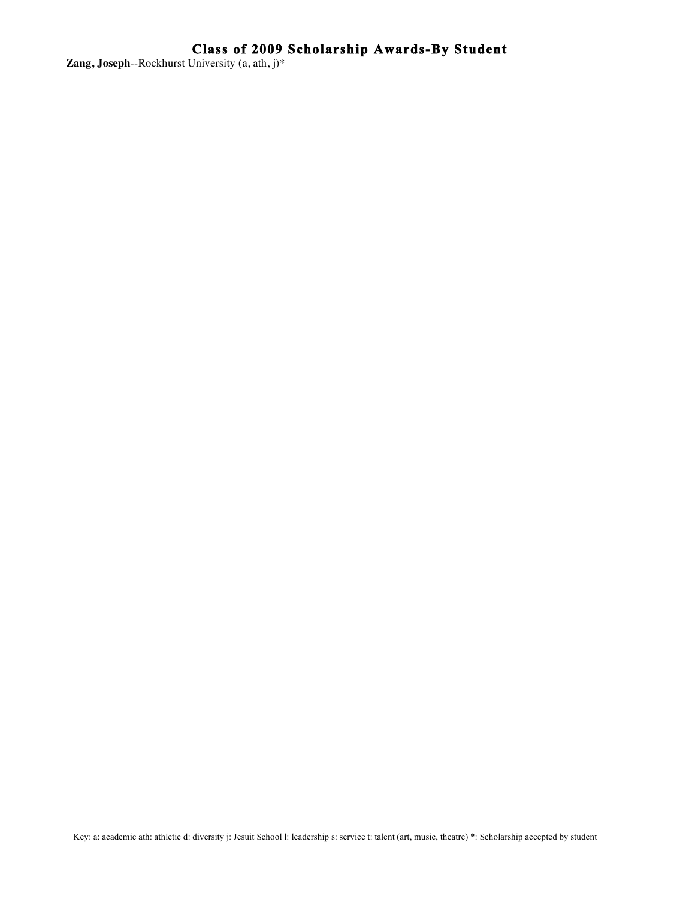# Class of 2009 Scholarship Awards-By Student

**Zang, Joseph**--Rockhurst University (a, ath, j)*

Key: a: academic ath: athletic d: diversity j: Jesuit School l: leadership s: service t: talent (art, music, theatre) *: Scholarship accepted by student